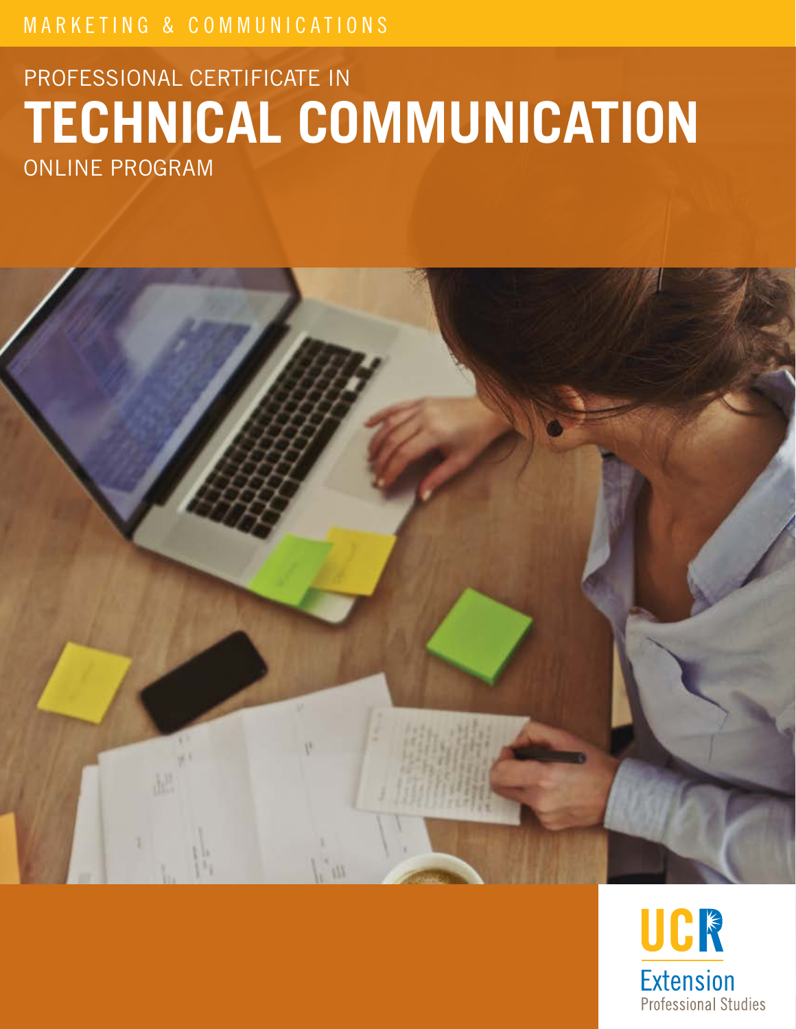MARKETING & COMMUNICATIONS

PROFESSIONAL CERTIFICATE IN

# TECHNICAL COMMUNICATION

ONLINE PROGRAM

UCR

Extension

Professional Studies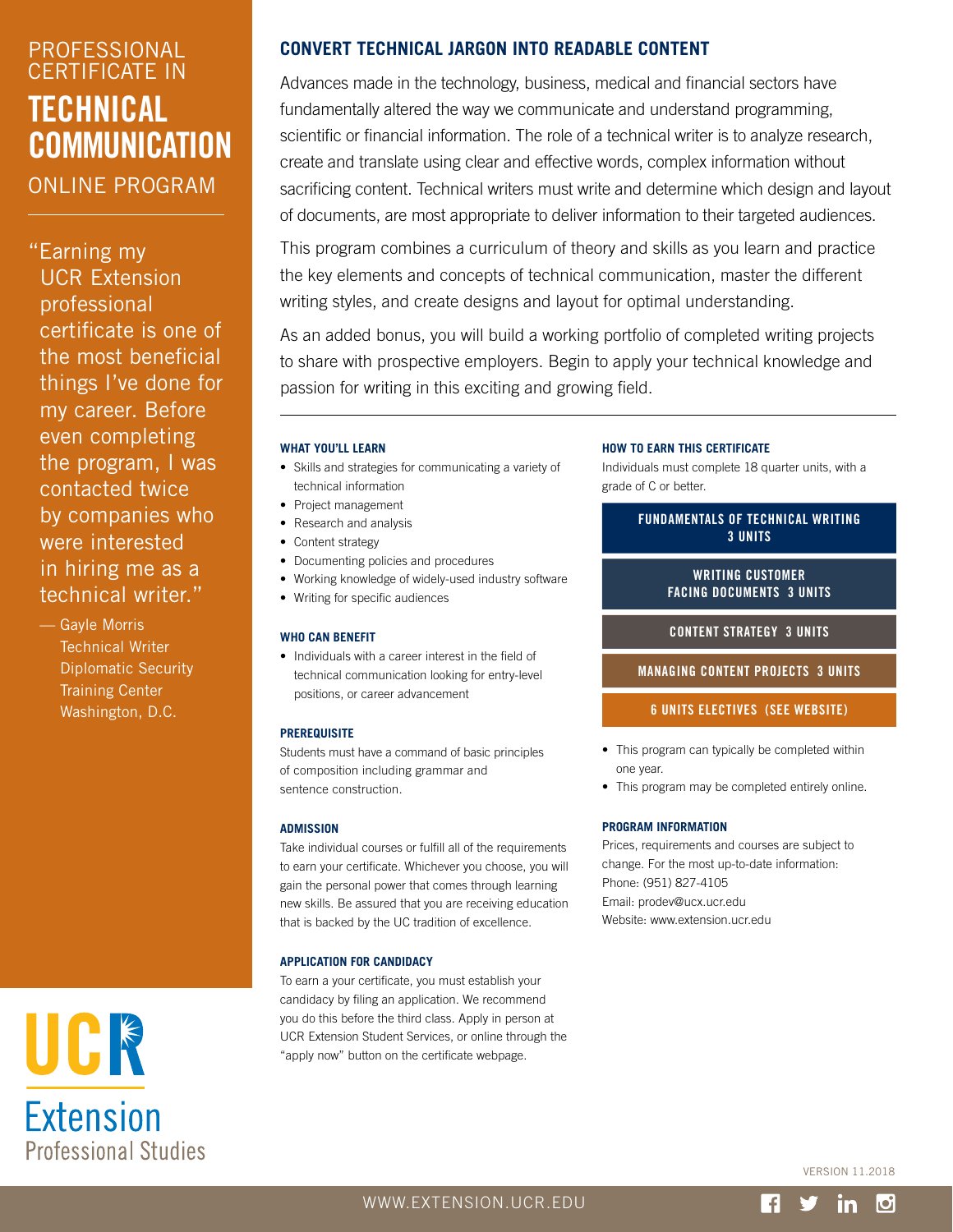# PROFESSIONAL CERTIFICATE IN TECHNICAL COMMUNICATION

## ONLINE PROGRAM

"Earning my UCR Extension professional certificate is one of the most beneficial things I've done for my career. Before even completing the program, I was contacted twice by companies who were interested in hiring me as a technical writer."

— Gayle Morris
Technical Writer
Diplomatic Security Training Center
Washington, D.C.

## CONVERT TECHNICAL JARGON INTO READABLE CONTENT

Advances made in the technology, business, medical and financial sectors have fundamentally altered the way we communicate and understand programming, scientific or financial information. The role of a technical writer is to analyze research, create and translate using clear and effective words, complex information without sacrificing content. Technical writers must write and determine which design and layout of documents, are most appropriate to deliver information to their targeted audiences.

This program combines a curriculum of theory and skills as you learn and practice the key elements and concepts of technical communication, master the different writing styles, and create designs and layout for optimal understanding.

As an added bonus, you will build a working portfolio of completed writing projects to share with prospective employers. Begin to apply your technical knowledge and passion for writing in this exciting and growing field.

### WHAT YOU'LL LEARN

- Skills and strategies for communicating a variety of technical information
- Project management
- Research and analysis
- Content strategy
- Documenting policies and procedures
- Working knowledge of widely-used industry software
- Writing for specific audiences

### WHO CAN BENEFIT

- Individuals with a career interest in the field of technical communication looking for entry-level positions, or career advancement

### PREREQUISITE

Students must have a command of basic principles of composition including grammar and sentence construction.

### ADMISSION

Take individual courses or fulfill all of the requirements to earn your certificate. Whichever you choose, you will gain the personal power that comes through learning new skills. Be assured that you are receiving education that is backed by the UC tradition of excellence.

### APPLICATION FOR CANDIDACY

To earn a your certificate, you must establish your candidacy by filing an application. We recommend you do this before the third class. Apply in person at UCR Extension Student Services, or online through the "apply now" button on the certificate webpage.

### HOW TO EARN THIS CERTIFICATE

Individuals must complete 18 quarter units, with a grade of C or better.

- FUNDAMENTALS OF TECHNICAL WRITING 3 UNITS
- WRITING CUSTOMER FACING DOCUMENTS 3 UNITS
- CONTENT STRATEGY 3 UNITS
- MANAGING CONTENT PROJECTS 3 UNITS
- 6 UNITS ELECTIVES (SEE WEBSITE)

- This program can typically be completed within one year.
- This program may be completed entirely online.

### PROGRAM INFORMATION

Prices, requirements and courses are subject to change. For the most up-to-date information:
Phone: (951) 827-4105
Email: prodev@ucx.ucr.edu
Website: www.extension.ucr.edu

UCR Extension Professional Studies

VERSION 11.2018

WWW.EXTENSION.UCR.EDU